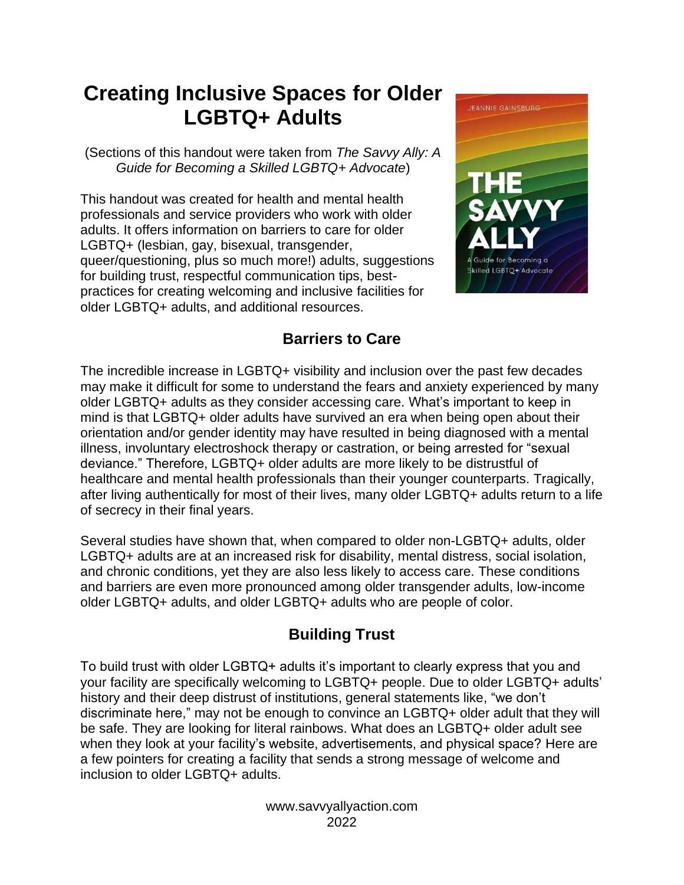# Creating Inclusive Spaces for Older LGBTQ+ Adults

(Sections of this handout were taken from *The Savvy Ally: A Guide for Becoming a Skilled LGBTQ+ Advocate*)

This handout was created for health and mental health professionals and service providers who work with older adults. It offers information on barriers to care for older LGBTQ+ (lesbian, gay, bisexual, transgender, queer/questioning, plus so much more!) adults, suggestions for building trust, respectful communication tips, best-practices for creating welcoming and inclusive facilities for older LGBTQ+ adults, and additional resources.

## Barriers to Care

The incredible increase in LGBTQ+ visibility and inclusion over the past few decades may make it difficult for some to understand the fears and anxiety experienced by many older LGBTQ+ adults as they consider accessing care. What's important to keep in mind is that LGBTQ+ older adults have survived an era when being open about their orientation and/or gender identity may have resulted in being diagnosed with a mental illness, involuntary electroshock therapy or castration, or being arrested for "sexual deviance." Therefore, LGBTQ+ older adults are more likely to be distrustful of healthcare and mental health professionals than their younger counterparts. Tragically, after living authentically for most of their lives, many older LGBTQ+ adults return to a life of secrecy in their final years.

Several studies have shown that, when compared to older non-LGBTQ+ adults, older LGBTQ+ adults are at an increased risk for disability, mental distress, social isolation, and chronic conditions, yet they are also less likely to access care. These conditions and barriers are even more pronounced among older transgender adults, low-income older LGBTQ+ adults, and older LGBTQ+ adults who are people of color.

## Building Trust

To build trust with older LGBTQ+ adults it's important to clearly express that you and your facility are specifically welcoming to LGBTQ+ people. Due to older LGBTQ+ adults' history and their deep distrust of institutions, general statements like, "we don't discriminate here," may not be enough to convince an LGBTQ+ older adult that they will be safe. They are looking for literal rainbows. What does an LGBTQ+ older adult see when they look at your facility's website, advertisements, and physical space? Here are a few pointers for creating a facility that sends a strong message of welcome and inclusion to older LGBTQ+ adults.

www.savvyallyaction.com
2022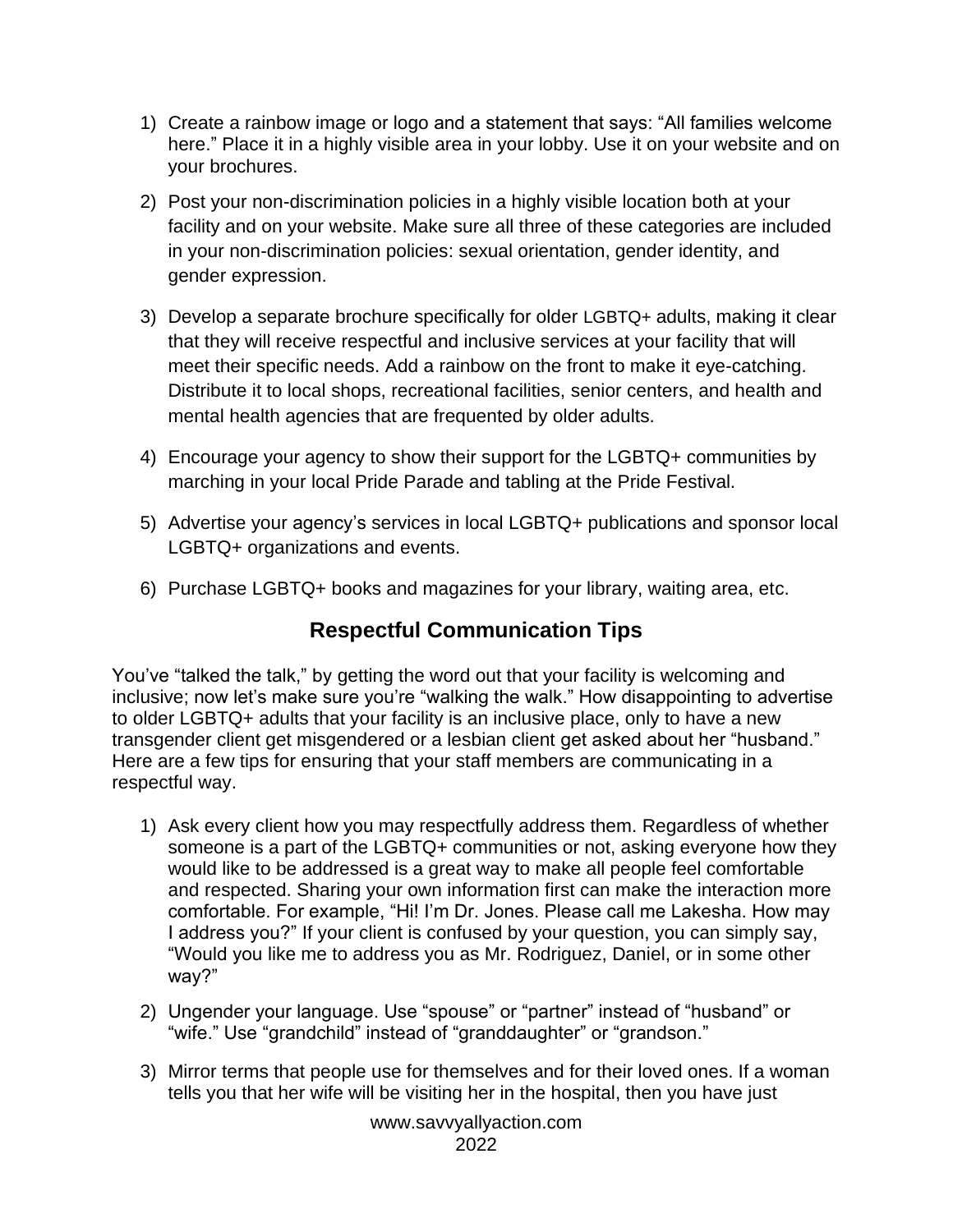1) Create a rainbow image or logo and a statement that says: “All families welcome here.” Place it in a highly visible area in your lobby. Use it on your website and on your brochures.

2) Post your non-discrimination policies in a highly visible location both at your facility and on your website. Make sure all three of these categories are included in your non-discrimination policies: sexual orientation, gender identity, and gender expression.

3) Develop a separate brochure specifically for older LGBTQ+ adults, making it clear that they will receive respectful and inclusive services at your facility that will meet their specific needs. Add a rainbow on the front to make it eye-catching. Distribute it to local shops, recreational facilities, senior centers, and health and mental health agencies that are frequented by older adults.

4) Encourage your agency to show their support for the LGBTQ+ communities by marching in your local Pride Parade and tabling at the Pride Festival.

5) Advertise your agency’s services in local LGBTQ+ publications and sponsor local LGBTQ+ organizations and events.

6) Purchase LGBTQ+ books and magazines for your library, waiting area, etc.

## Respectful Communication Tips

You’ve “talked the talk,” by getting the word out that your facility is welcoming and inclusive; now let’s make sure you’re “walking the walk.” How disappointing to advertise to older LGBTQ+ adults that your facility is an inclusive place, only to have a new transgender client get misgendered or a lesbian client get asked about her “husband.” Here are a few tips for ensuring that your staff members are communicating in a respectful way.

1) Ask every client how you may respectfully address them. Regardless of whether someone is a part of the LGBTQ+ communities or not, asking everyone how they would like to be addressed is a great way to make all people feel comfortable and respected. Sharing your own information first can make the interaction more comfortable. For example, “Hi! I’m Dr. Jones. Please call me Lakesha. How may I address you?” If your client is confused by your question, you can simply say, “Would you like me to address you as Mr. Rodriguez, Daniel, or in some other way?”

2) Ungender your language. Use “spouse” or “partner” instead of “husband” or “wife.” Use “grandchild” instead of “granddaughter” or “grandson.”

3) Mirror terms that people use for themselves and for their loved ones. If a woman tells you that her wife will be visiting her in the hospital, then you have just

www.savvyallyaction.com
2022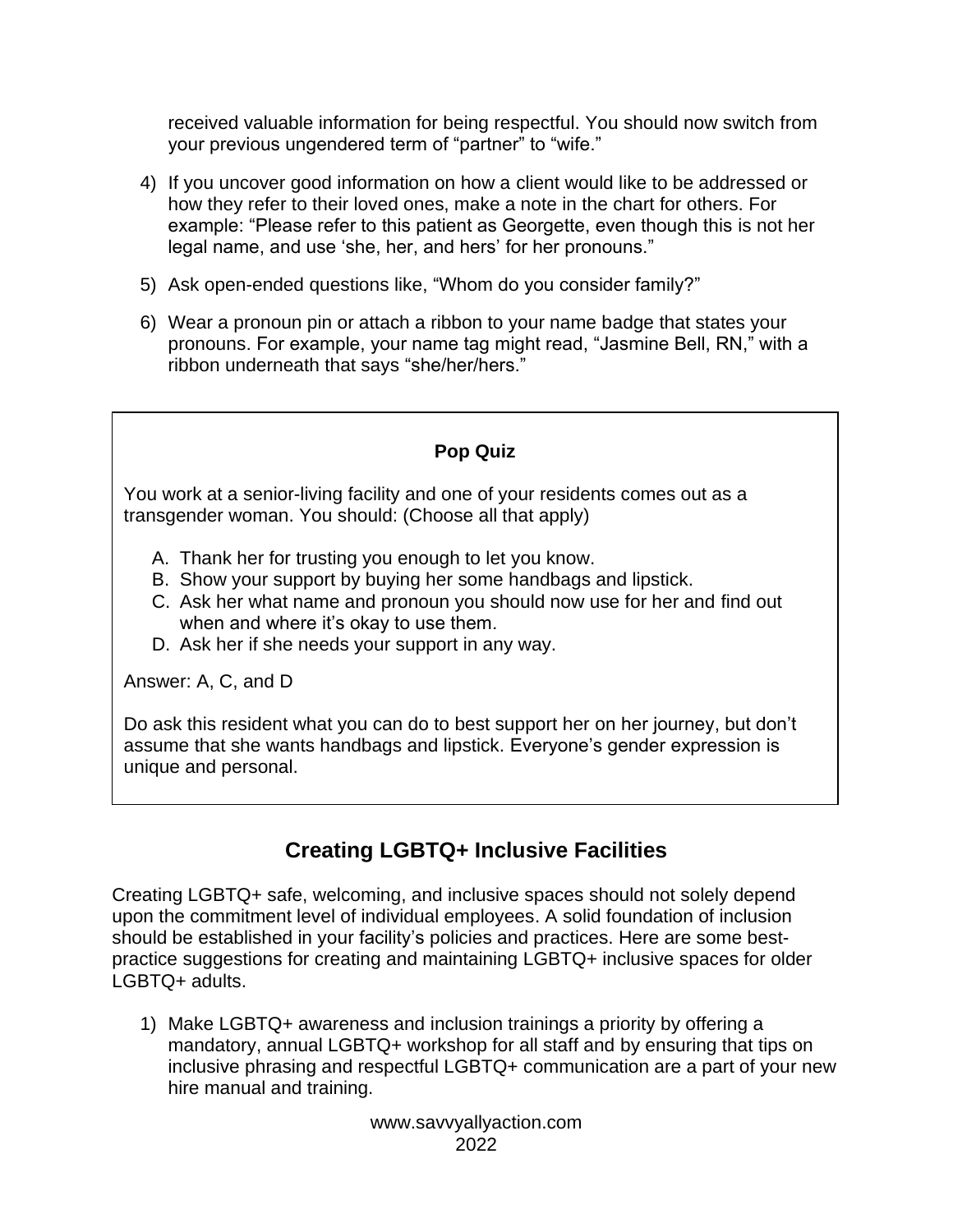received valuable information for being respectful. You should now switch from your previous ungendered term of "partner" to "wife."

4) If you uncover good information on how a client would like to be addressed or how they refer to their loved ones, make a note in the chart for others. For example: "Please refer to this patient as Georgette, even though this is not her legal name, and use 'she, her, and hers' for her pronouns."

5) Ask open-ended questions like, "Whom do you consider family?"

6) Wear a pronoun pin or attach a ribbon to your name badge that states your pronouns. For example, your name tag might read, "Jasmine Bell, RN," with a ribbon underneath that says "she/her/hers."

> **Pop Quiz**
>
> You work at a senior-living facility and one of your residents comes out as a transgender woman. You should: (Choose all that apply)
>
> A. Thank her for trusting you enough to let you know.
> B. Show your support by buying her some handbags and lipstick.
> C. Ask her what name and pronoun you should now use for her and find out when and where it's okay to use them.
> D. Ask her if she needs your support in any way.
>
> Answer: A, C, and D
>
> Do ask this resident what you can do to best support her on her journey, but don't assume that she wants handbags and lipstick. Everyone's gender expression is unique and personal.

## Creating LGBTQ+ Inclusive Facilities

Creating LGBTQ+ safe, welcoming, and inclusive spaces should not solely depend upon the commitment level of individual employees. A solid foundation of inclusion should be established in your facility's policies and practices. Here are some best-practice suggestions for creating and maintaining LGBTQ+ inclusive spaces for older LGBTQ+ adults.

1) Make LGBTQ+ awareness and inclusion trainings a priority by offering a mandatory, annual LGBTQ+ workshop for all staff and by ensuring that tips on inclusive phrasing and respectful LGBTQ+ communication are a part of your new hire manual and training.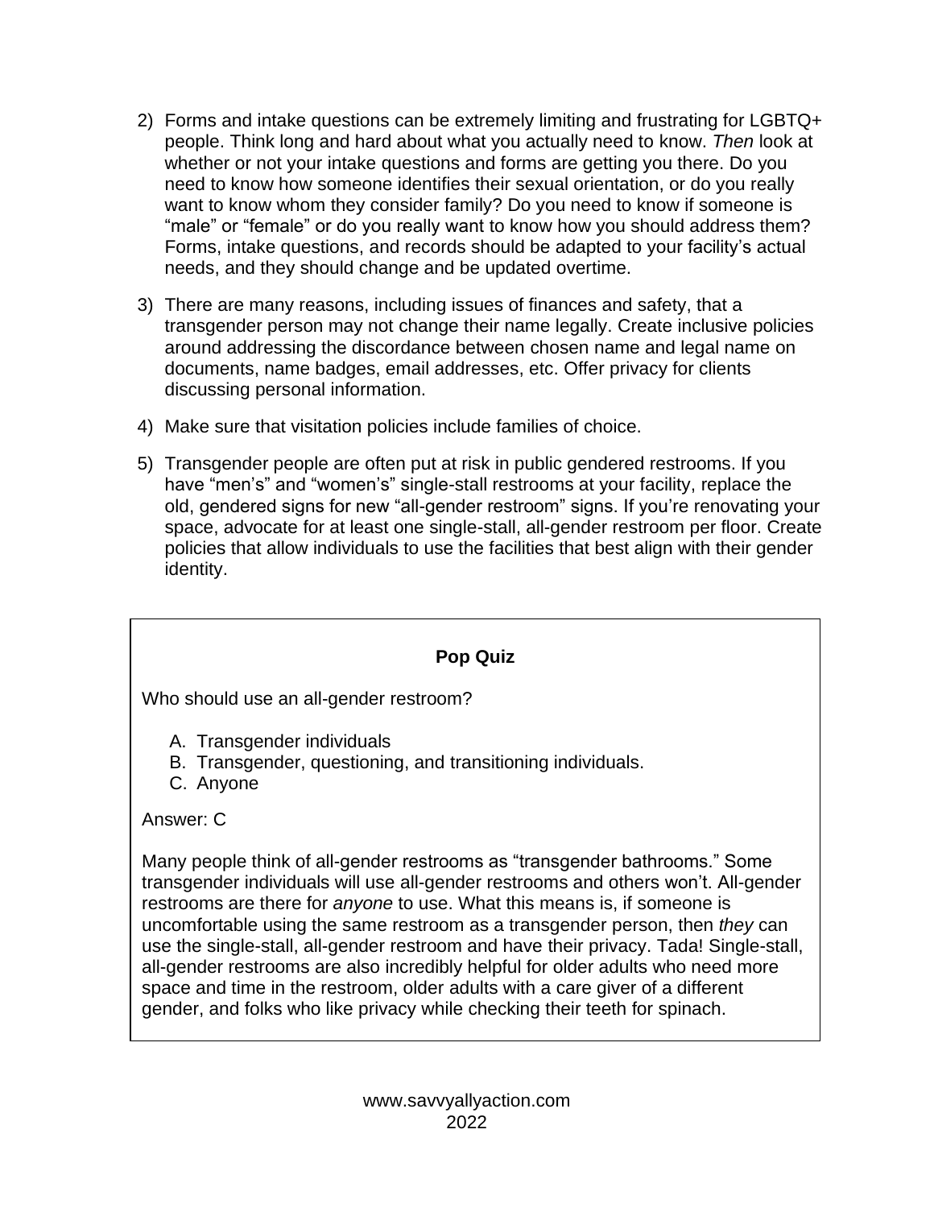2) Forms and intake questions can be extremely limiting and frustrating for LGBTQ+ people. Think long and hard about what you actually need to know. *Then* look at whether or not your intake questions and forms are getting you there. Do you need to know how someone identifies their sexual orientation, or do you really want to know whom they consider family? Do you need to know if someone is "male" or "female" or do you really want to know how you should address them? Forms, intake questions, and records should be adapted to your facility's actual needs, and they should change and be updated overtime.

3) There are many reasons, including issues of finances and safety, that a transgender person may not change their name legally. Create inclusive policies around addressing the discordance between chosen name and legal name on documents, name badges, email addresses, etc. Offer privacy for clients discussing personal information.

4) Make sure that visitation policies include families of choice.

5) Transgender people are often put at risk in public gendered restrooms. If you have "men's" and "women's" single-stall restrooms at your facility, replace the old, gendered signs for new "all-gender restroom" signs. If you're renovating your space, advocate for at least one single-stall, all-gender restroom per floor. Create policies that allow individuals to use the facilities that best align with their gender identity.

**Pop Quiz**

Who should use an all-gender restroom?

A. Transgender individuals
B. Transgender, questioning, and transitioning individuals.
C. Anyone

Answer: C

Many people think of all-gender restrooms as "transgender bathrooms." Some transgender individuals will use all-gender restrooms and others won't. All-gender restrooms are there for *anyone* to use. What this means is, if someone is uncomfortable using the same restroom as a transgender person, then *they* can use the single-stall, all-gender restroom and have their privacy. Tada! Single-stall, all-gender restrooms are also incredibly helpful for older adults who need more space and time in the restroom, older adults with a care giver of a different gender, and folks who like privacy while checking their teeth for spinach.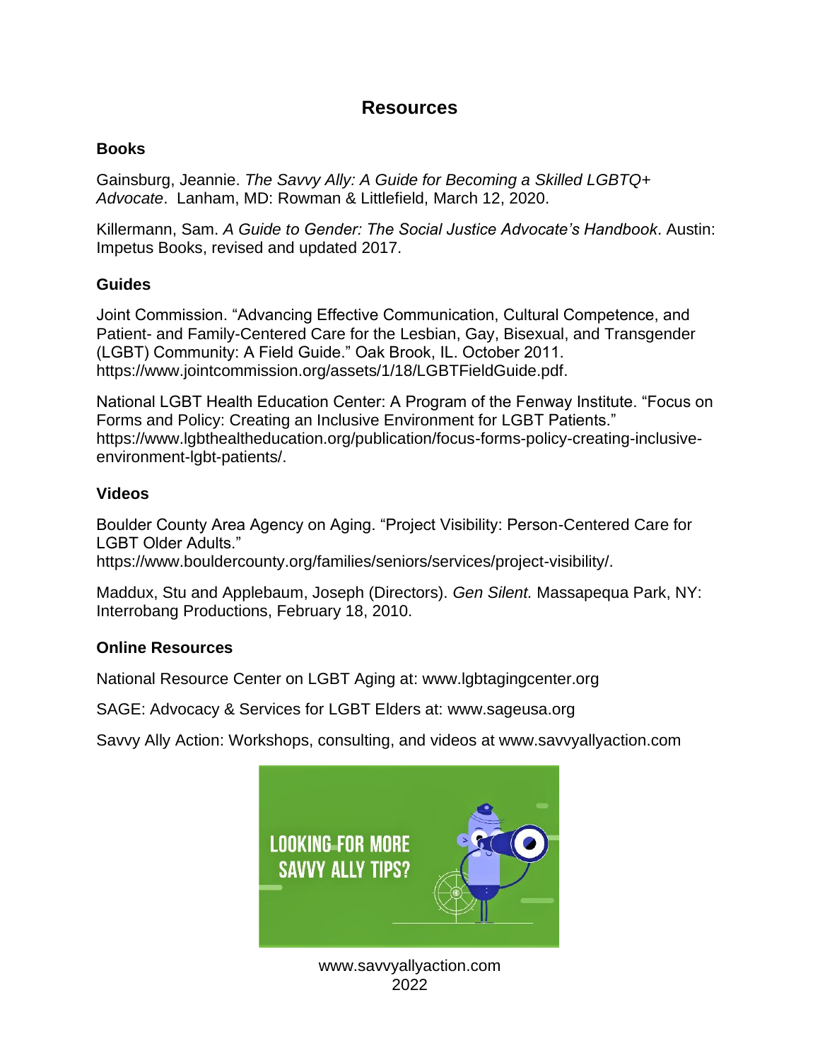# Resources

## Books

Gainsburg, Jeannie. *The Savvy Ally: A Guide for Becoming a Skilled LGBTQ+ Advocate*. Lanham, MD: Rowman & Littlefield, March 12, 2020.

Killermann, Sam. *A Guide to Gender: The Social Justice Advocate's Handbook*. Austin: Impetus Books, revised and updated 2017.

## Guides

Joint Commission. "Advancing Effective Communication, Cultural Competence, and Patient- and Family-Centered Care for the Lesbian, Gay, Bisexual, and Transgender (LGBT) Community: A Field Guide." Oak Brook, IL. October 2011. https://www.jointcommission.org/assets/1/18/LGBTFieldGuide.pdf.

National LGBT Health Education Center: A Program of the Fenway Institute. "Focus on Forms and Policy: Creating an Inclusive Environment for LGBT Patients." https://www.lgbthealtheducation.org/publication/focus-forms-policy-creating-inclusive-environment-lgbt-patients/.

## Videos

Boulder County Area Agency on Aging. "Project Visibility: Person-Centered Care for LGBT Older Adults." https://www.bouldercounty.org/families/seniors/services/project-visibility/.

Maddux, Stu and Applebaum, Joseph (Directors). *Gen Silent.* Massapequa Park, NY: Interrobang Productions, February 18, 2010.

## Online Resources

National Resource Center on LGBT Aging at: www.lgbtagingcenter.org

SAGE: Advocacy & Services for LGBT Elders at: www.sageusa.org

Savvy Ally Action: Workshops, consulting, and videos at www.savvyallyaction.com

LOOKING FOR MORE SAVVY ALLY TIPS?

www.savvyallyaction.com
2022